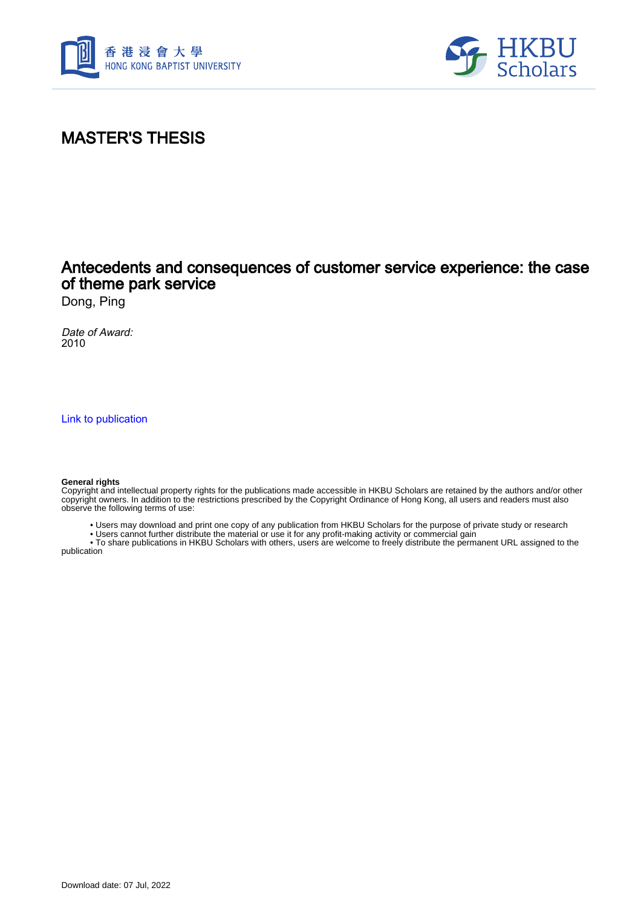# MASTER'S THESIS

## Antecedents and consequences of customer service experience: the case of theme park service

Dong, Ping

*Date of Award:*
2010

Link to publication

**General rights**
Copyright and intellectual property rights for the publications made accessible in HKBU Scholars are retained by the authors and/or other copyright owners. In addition to the restrictions prescribed by the Copyright Ordinance of Hong Kong, all users and readers must also observe the following terms of use:

- Users may download and print one copy of any publication from HKBU Scholars for the purpose of private study or research
- Users cannot further distribute the material or use it for any profit-making activity or commercial gain
- To share publications in HKBU Scholars with others, users are welcome to freely distribute the permanent URL assigned to the publication

Download date: 07 Jul, 2022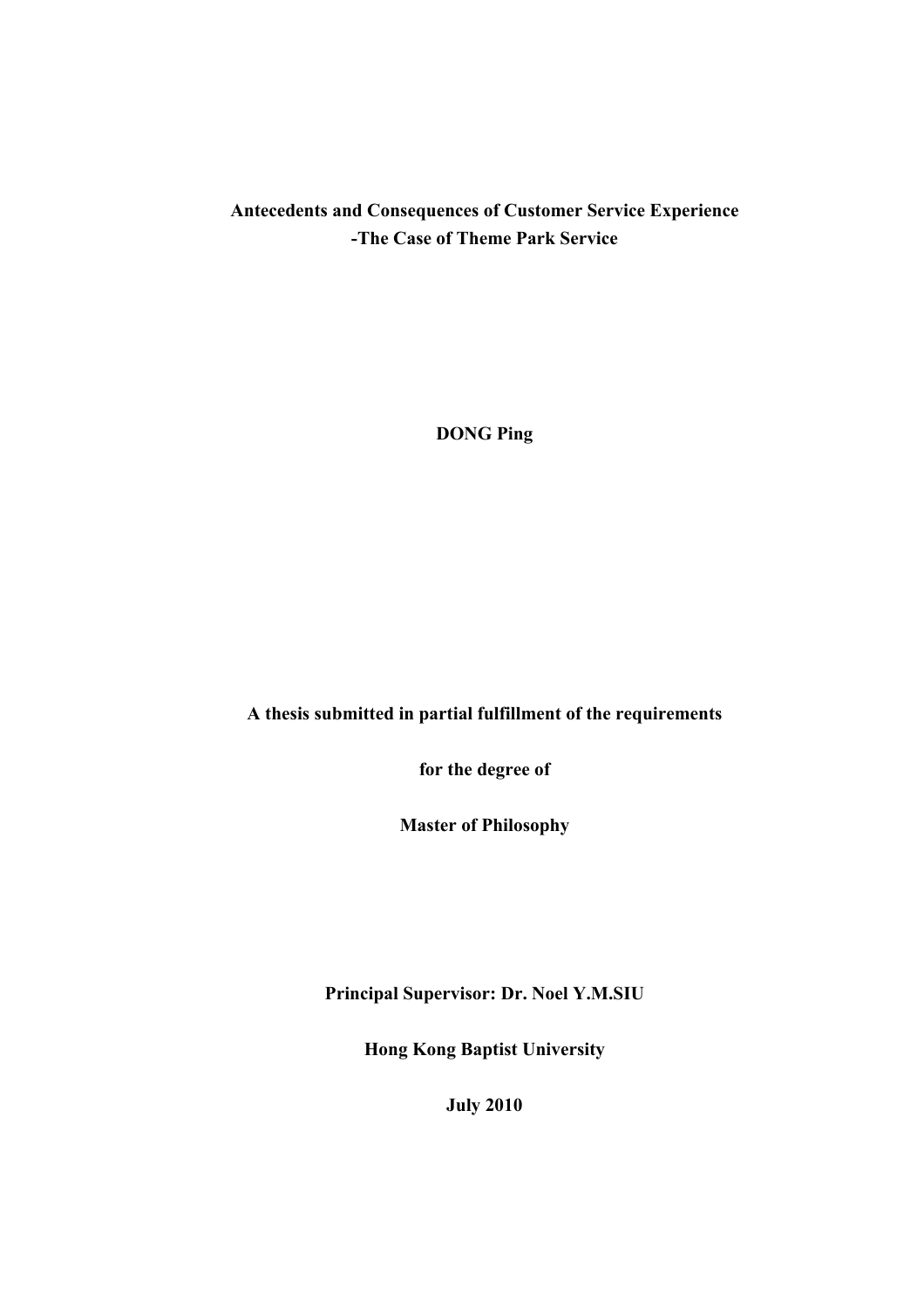**Antecedents and Consequences of Customer Service Experience**
**-The Case of Theme Park Service**

**DONG Ping**

**A thesis submitted in partial fulfillment of the requirements**

**for the degree of**

**Master of Philosophy**

**Principal Supervisor: Dr. Noel Y.M.SIU**

**Hong Kong Baptist University**

**July 2010**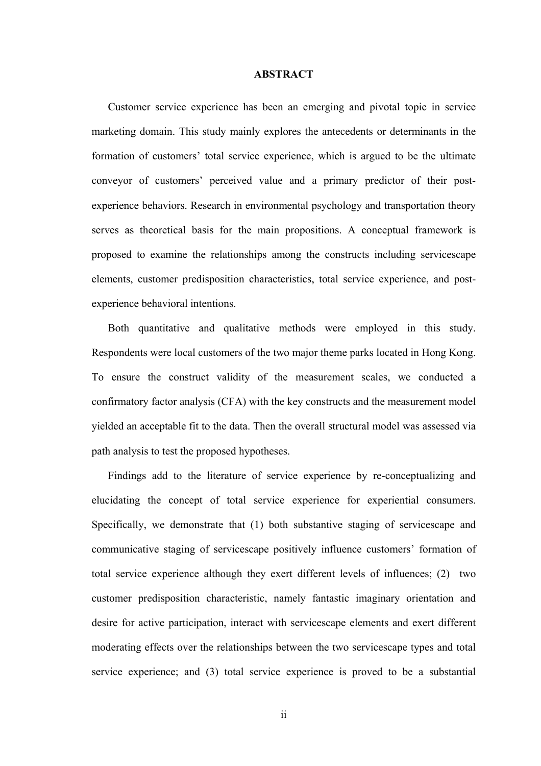# ABSTRACT

Customer service experience has been an emerging and pivotal topic in service marketing domain. This study mainly explores the antecedents or determinants in the formation of customers' total service experience, which is argued to be the ultimate conveyor of customers' perceived value and a primary predictor of their post-experience behaviors. Research in environmental psychology and transportation theory serves as theoretical basis for the main propositions. A conceptual framework is proposed to examine the relationships among the constructs including servicescape elements, customer predisposition characteristics, total service experience, and post-experience behavioral intentions.

Both quantitative and qualitative methods were employed in this study. Respondents were local customers of the two major theme parks located in Hong Kong. To ensure the construct validity of the measurement scales, we conducted a confirmatory factor analysis (CFA) with the key constructs and the measurement model yielded an acceptable fit to the data. Then the overall structural model was assessed via path analysis to test the proposed hypotheses.

Findings add to the literature of service experience by re-conceptualizing and elucidating the concept of total service experience for experiential consumers. Specifically, we demonstrate that (1) both substantive staging of servicescape and communicative staging of servicescape positively influence customers' formation of total service experience although they exert different levels of influences; (2) two customer predisposition characteristic, namely fantastic imaginary orientation and desire for active participation, interact with servicescape elements and exert different moderating effects over the relationships between the two servicescape types and total service experience; and (3) total service experience is proved to be a substantial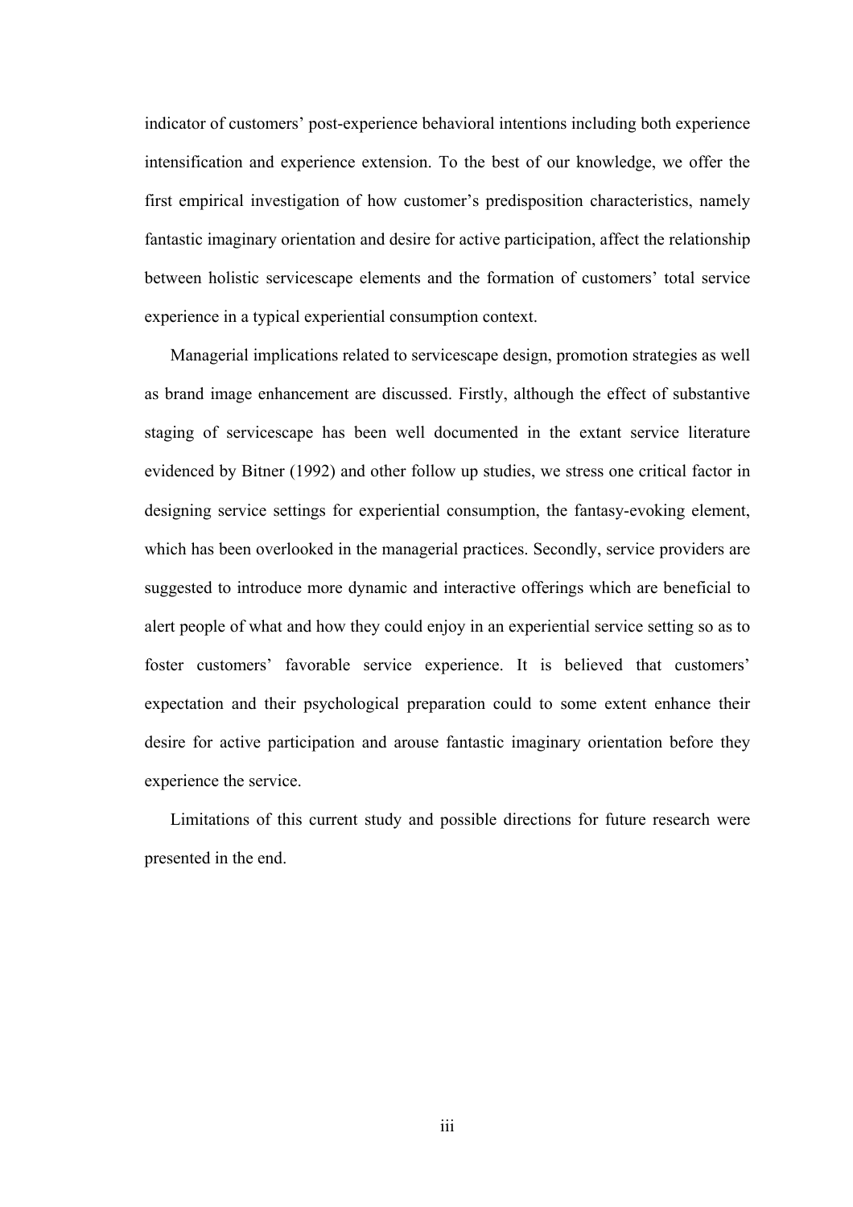indicator of customers' post-experience behavioral intentions including both experience intensification and experience extension. To the best of our knowledge, we offer the first empirical investigation of how customer's predisposition characteristics, namely fantastic imaginary orientation and desire for active participation, affect the relationship between holistic servicescape elements and the formation of customers' total service experience in a typical experiential consumption context.

Managerial implications related to servicescape design, promotion strategies as well as brand image enhancement are discussed. Firstly, although the effect of substantive staging of servicescape has been well documented in the extant service literature evidenced by Bitner (1992) and other follow up studies, we stress one critical factor in designing service settings for experiential consumption, the fantasy-evoking element, which has been overlooked in the managerial practices. Secondly, service providers are suggested to introduce more dynamic and interactive offerings which are beneficial to alert people of what and how they could enjoy in an experiential service setting so as to foster customers' favorable service experience. It is believed that customers' expectation and their psychological preparation could to some extent enhance their desire for active participation and arouse fantastic imaginary orientation before they experience the service.

Limitations of this current study and possible directions for future research were presented in the end.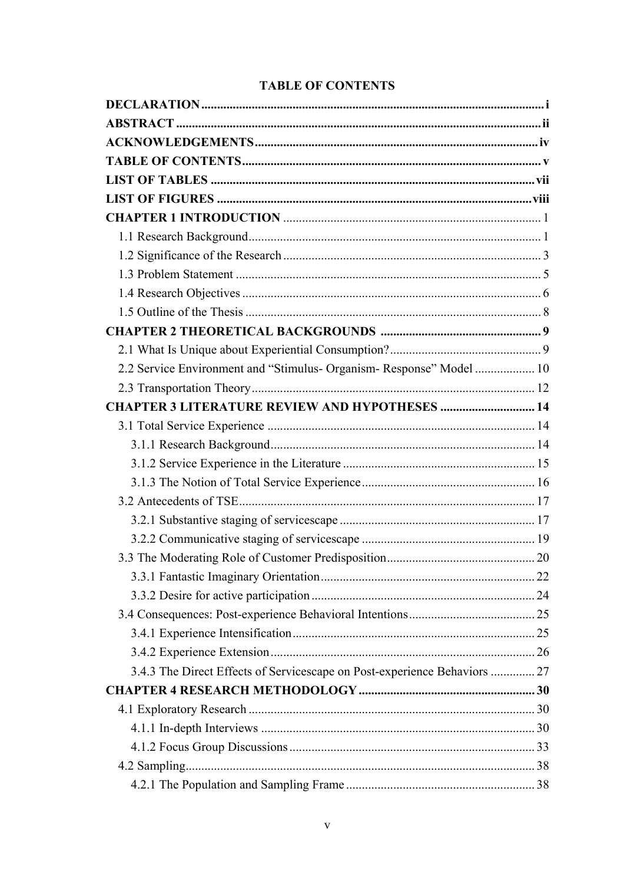# TABLE OF CONTENTS

**DECLARATION** ........ i

**ABSTRACT** ........ ii

**ACKNOWLEDGEMENTS** ........ iv

**TABLE OF CONTENTS** ........ v

**LIST OF TABLES** ........ vii

**LIST OF FIGURES** ........ viii

**CHAPTER 1 INTRODUCTION** ........ 1

- 1.1 Research Background ........ 1
- 1.2 Significance of the Research ........ 3
- 1.3 Problem Statement ........ 5
- 1.4 Research Objectives ........ 6
- 1.5 Outline of the Thesis ........ 8

**CHAPTER 2 THEORETICAL BACKGROUNDS** ........ 9

- 2.1 What Is Unique about Experiential Consumption? ........ 9
- 2.2 Service Environment and "Stimulus- Organism- Response" Model ........ 10
- 2.3 Transportation Theory ........ 12

**CHAPTER 3 LITERATURE REVIEW AND HYPOTHESES** ........ 14

- 3.1 Total Service Experience ........ 14
  - 3.1.1 Research Background ........ 14
  - 3.1.2 Service Experience in the Literature ........ 15
  - 3.1.3 The Notion of Total Service Experience ........ 16
- 3.2 Antecedents of TSE ........ 17
  - 3.2.1 Substantive staging of servicescape ........ 17
  - 3.2.2 Communicative staging of servicescape ........ 19
- 3.3 The Moderating Role of Customer Predisposition ........ 20
  - 3.3.1 Fantastic Imaginary Orientation ........ 22
  - 3.3.2 Desire for active participation ........ 24
- 3.4 Consequences: Post-experience Behavioral Intentions ........ 25
  - 3.4.1 Experience Intensification ........ 25
  - 3.4.2 Experience Extension ........ 26
  - 3.4.3 The Direct Effects of Servicescape on Post-experience Behaviors ........ 27

**CHAPTER 4 RESEARCH METHODOLOGY** ........ 30

- 4.1 Exploratory Research ........ 30
  - 4.1.1 In-depth Interviews ........ 30
  - 4.1.2 Focus Group Discussions ........ 33
- 4.2 Sampling ........ 38
  - 4.2.1 The Population and Sampling Frame ........ 38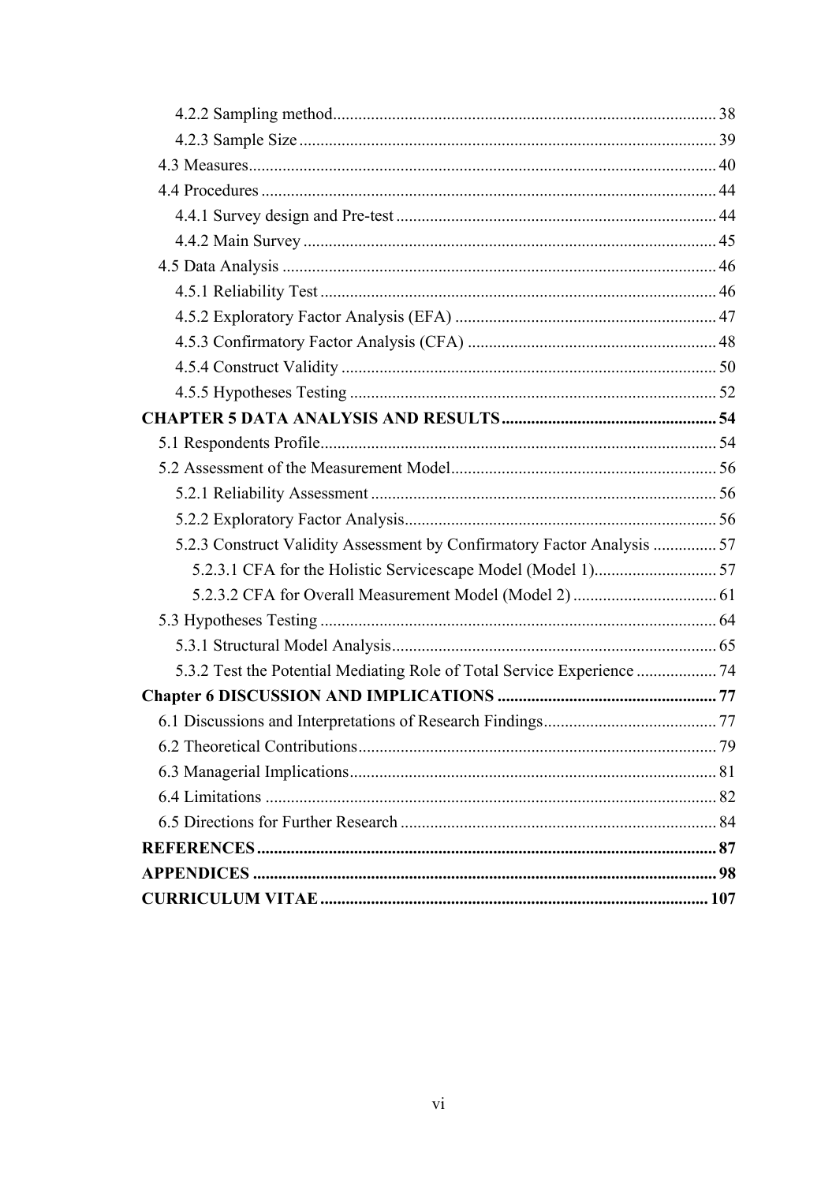4.2.2 Sampling method .......................................................................................... 38

4.2.3 Sample Size .................................................................................................. 39

4.3 Measures ............................................................................................................. 40

4.4 Procedures ........................................................................................................... 44

4.4.1 Survey design and Pre-test ........................................................................... 44

4.4.2 Main Survey ................................................................................................. 45

4.5 Data Analysis ...................................................................................................... 46

4.5.1 Reliability Test ............................................................................................. 46

4.5.2 Exploratory Factor Analysis (EFA) ............................................................. 47

4.5.3 Confirmatory Factor Analysis (CFA) .......................................................... 48

4.5.4 Construct Validity ........................................................................................ 50

4.5.5 Hypotheses Testing ...................................................................................... 52

**CHAPTER 5 DATA ANALYSIS AND RESULTS .................................................. 54**

5.1 Respondents Profile ............................................................................................. 54

5.2 Assessment of the Measurement Model ............................................................... 56

5.2.1 Reliability Assessment ................................................................................. 56

5.2.2 Exploratory Factor Analysis ......................................................................... 56

5.2.3 Construct Validity Assessment by Confirmatory Factor Analysis ............... 57

5.2.3.1 CFA for the Holistic Servicescape Model (Model 1) ............................. 57

5.2.3.2 CFA for Overall Measurement Model (Model 2) .................................. 61

5.3 Hypotheses Testing ............................................................................................. 64

5.3.1 Structural Model Analysis ............................................................................ 65

5.3.2 Test the Potential Mediating Role of Total Service Experience ................... 74

**Chapter 6 DISCUSSION AND IMPLICATIONS .................................................... 77**

6.1 Discussions and Interpretations of Research Findings ......................................... 77

6.2 Theoretical Contributions .................................................................................... 79

6.3 Managerial Implications ...................................................................................... 81

6.4 Limitations .......................................................................................................... 82

6.5 Directions for Further Research .......................................................................... 84

**REFERENCES ........................................................................................................... 87**

**APPENDICES ............................................................................................................ 98**

**CURRICULUM VITAE ........................................................................................... 107**